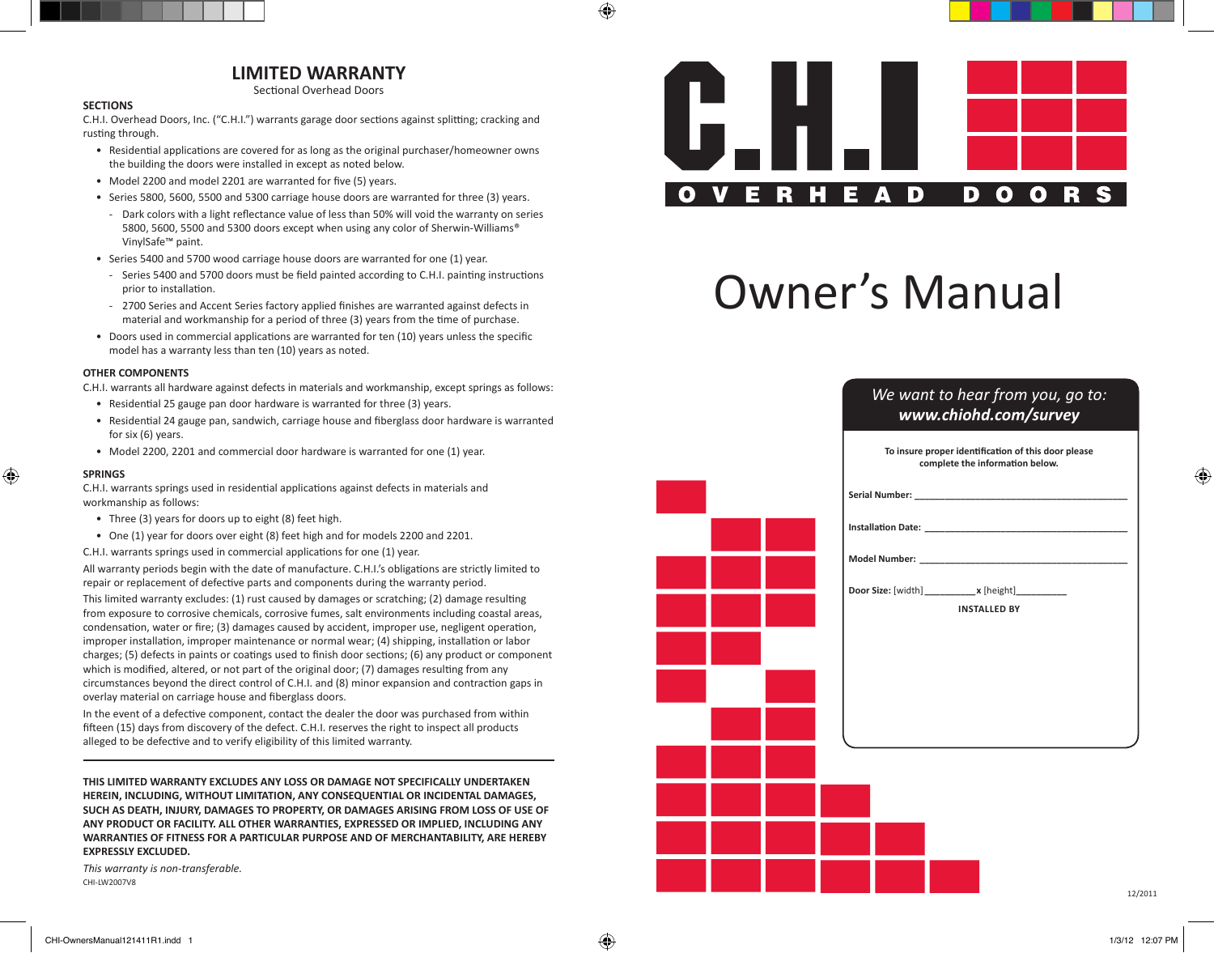# LIMITED WARRANTY

Sectional Overhead Doors

### SECTIONS

C.H.I. Overhead Doors, Inc. ("C.H.I.") warrants garage door sections against splitting; cracking and rusting through.

- Residential applications are covered for as long as the original purchaser/homeowner owns the building the doors were installed in except as noted below.
- Model 2200 and model 2201 are warranted for five (5) years.
- Series 5800, 5600, 5500 and 5300 carriage house doors are warranted for three (3) years.
  - Dark colors with a light reflectance value of less than 50% will void the warranty on series 5800, 5600, 5500 and 5300 doors except when using any color of Sherwin-Williams® VinylSafe™ paint.
- Series 5400 and 5700 wood carriage house doors are warranted for one (1) year.
  - Series 5400 and 5700 doors must be field painted according to C.H.I. painting instructions prior to installation.
  - 2700 Series and Accent Series factory applied finishes are warranted against defects in material and workmanship for a period of three (3) years from the time of purchase.
- Doors used in commercial applications are warranted for ten (10) years unless the specific model has a warranty less than ten (10) years as noted.

### OTHER COMPONENTS

C.H.I. warrants all hardware against defects in materials and workmanship, except springs as follows:

- Residential 25 gauge pan door hardware is warranted for three (3) years.
- Residential 24 gauge pan, sandwich, carriage house and fiberglass door hardware is warranted for six (6) years.
- Model 2200, 2201 and commercial door hardware is warranted for one (1) year.

### SPRINGS

C.H.I. warrants springs used in residential applications against defects in materials and workmanship as follows:

- Three (3) years for doors up to eight (8) feet high.
- One (1) year for doors over eight (8) feet high and for models 2200 and 2201.

C.H.I. warrants springs used in commercial applications for one (1) year.

All warranty periods begin with the date of manufacture. C.H.I.'s obligations are strictly limited to repair or replacement of defective parts and components during the warranty period.

This limited warranty excludes: (1) rust caused by damages or scratching; (2) damage resulting from exposure to corrosive chemicals, corrosive fumes, salt environments including coastal areas, condensation, water or fire; (3) damages caused by accident, improper use, negligent operation, improper installation, improper maintenance or normal wear; (4) shipping, installation or labor charges; (5) defects in paints or coatings used to finish door sections; (6) any product or component which is modified, altered, or not part of the original door; (7) damages resulting from any circumstances beyond the direct control of C.H.I. and (8) minor expansion and contraction gaps in overlay material on carriage house and fiberglass doors.

In the event of a defective component, contact the dealer the door was purchased from within fifteen (15) days from discovery of the defect. C.H.I. reserves the right to inspect all products alleged to be defective and to verify eligibility of this limited warranty.

---

**THIS LIMITED WARRANTY EXCLUDES ANY LOSS OR DAMAGE NOT SPECIFICALLY UNDERTAKEN HEREIN, INCLUDING, WITHOUT LIMITATION, ANY CONSEQUENTIAL OR INCIDENTAL DAMAGES, SUCH AS DEATH, INJURY, DAMAGES TO PROPERTY, OR DAMAGES ARISING FROM LOSS OF USE OF ANY PRODUCT OR FACILITY. ALL OTHER WARRANTIES, EXPRESSED OR IMPLIED, INCLUDING ANY WARRANTIES OF FITNESS FOR A PARTICULAR PURPOSE AND OF MERCHANTABILITY, ARE HEREBY EXPRESSLY EXCLUDED.**

*This warranty is non-transferable.*

CHI-LW2007V8

# C.H.I. OVERHEAD DOORS

# Owner's Manual

*We want to hear from you, go to:*
***www.chiohd.com/survey***

**To insure proper identification of this door please complete the information below.**

**Serial Number:** ________________________________________

**Installation Date:** ________________________________________

**Model Number:** ________________________________________

**Door Size:** [width] __________ **x** [height] __________

**INSTALLED BY**

12/2011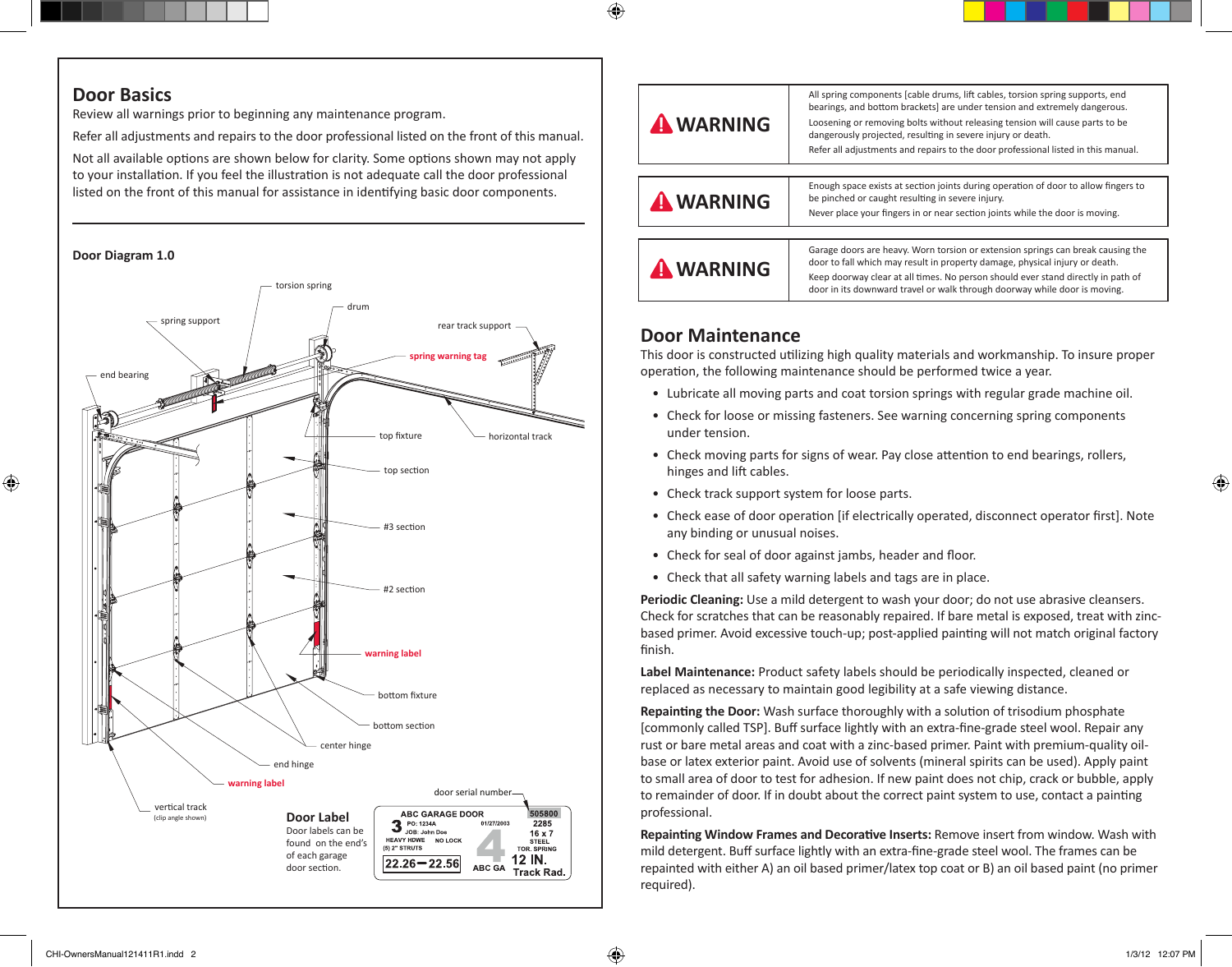## Door Basics

Review all warnings prior to beginning any maintenance program.

Refer all adjustments and repairs to the door professional listed on the front of this manual.

Not all available options are shown below for clarity. Some options shown may not apply to your installation. If you feel the illustration is not adequate call the door professional listed on the front of this manual for assistance in identifying basic door components.

**Door Diagram 1.0**

torsion spring
drum
spring support
rear track support
spring warning tag
end bearing
top fixture
horizontal track
top section
#3 section
#2 section
warning label
bottom fixture
bottom section
center hinge
end hinge
warning label
vertical track
(clip angle shown)
door serial number

**Door Label**
Door labels can be found on the end's of each garage door section.

ABC GARAGE DOOR
505800
3 PO: 1234A
JOB: John Doe
01/27/2003
2285
HEAVY HDWE NO LOCK
(5) 2" STRUTS
16 x 7
STEEL
TOR. SPRING
4
22.26 — 22.56
ABC GA
12 IN.
Track Rad.

| | |
|---|---|
| ⚠ WARNING | All spring components [cable drums, lift cables, torsion spring supports, end bearings, and bottom brackets] are under tension and extremely dangerous.<br>Loosening or removing bolts without releasing tension will cause parts to be dangerously projected, resulting in severe injury or death.<br>Refer all adjustments and repairs to the door professional listed in this manual. |

| | |
|---|---|
| ⚠ WARNING | Enough space exists at section joints during operation of door to allow fingers to be pinched or caught resulting in severe injury.<br>Never place your fingers in or near section joints while the door is moving. |

| | |
|---|---|
| ⚠ WARNING | Garage doors are heavy. Worn torsion or extension springs can break causing the door to fall which may result in property damage, physical injury or death.<br>Keep doorway clear at all times. No person should ever stand directly in path of door in its downward travel or walk through doorway while door is moving. |

## Door Maintenance

This door is constructed utilizing high quality materials and workmanship. To insure proper operation, the following maintenance should be performed twice a year.

- Lubricate all moving parts and coat torsion springs with regular grade machine oil.
- Check for loose or missing fasteners. See warning concerning spring components under tension.
- Check moving parts for signs of wear. Pay close attention to end bearings, rollers, hinges and lift cables.
- Check track support system for loose parts.
- Check ease of door operation [if electrically operated, disconnect operator first]. Note any binding or unusual noises.
- Check for seal of door against jambs, header and floor.
- Check that all safety warning labels and tags are in place.

**Periodic Cleaning:** Use a mild detergent to wash your door; do not use abrasive cleansers. Check for scratches that can be reasonably repaired. If bare metal is exposed, treat with zinc-based primer. Avoid excessive touch-up; post-applied painting will not match original factory finish.

**Label Maintenance:** Product safety labels should be periodically inspected, cleaned or replaced as necessary to maintain good legibility at a safe viewing distance.

**Repainting the Door:** Wash surface thoroughly with a solution of trisodium phosphate [commonly called TSP]. Buff surface lightly with an extra-fine-grade steel wool. Repair any rust or bare metal areas and coat with a zinc-based primer. Paint with premium-quality oil-base or latex exterior paint. Avoid use of solvents (mineral spirits can be used). Apply paint to small area of door to test for adhesion. If new paint does not chip, crack or bubble, apply to remainder of door. If in doubt about the correct paint system to use, contact a painting professional.

**Repainting Window Frames and Decorative Inserts:** Remove insert from window. Wash with mild detergent. Buff surface lightly with an extra-fine-grade steel wool. The frames can be repainted with either A) an oil based primer/latex top coat or B) an oil based paint (no primer required).